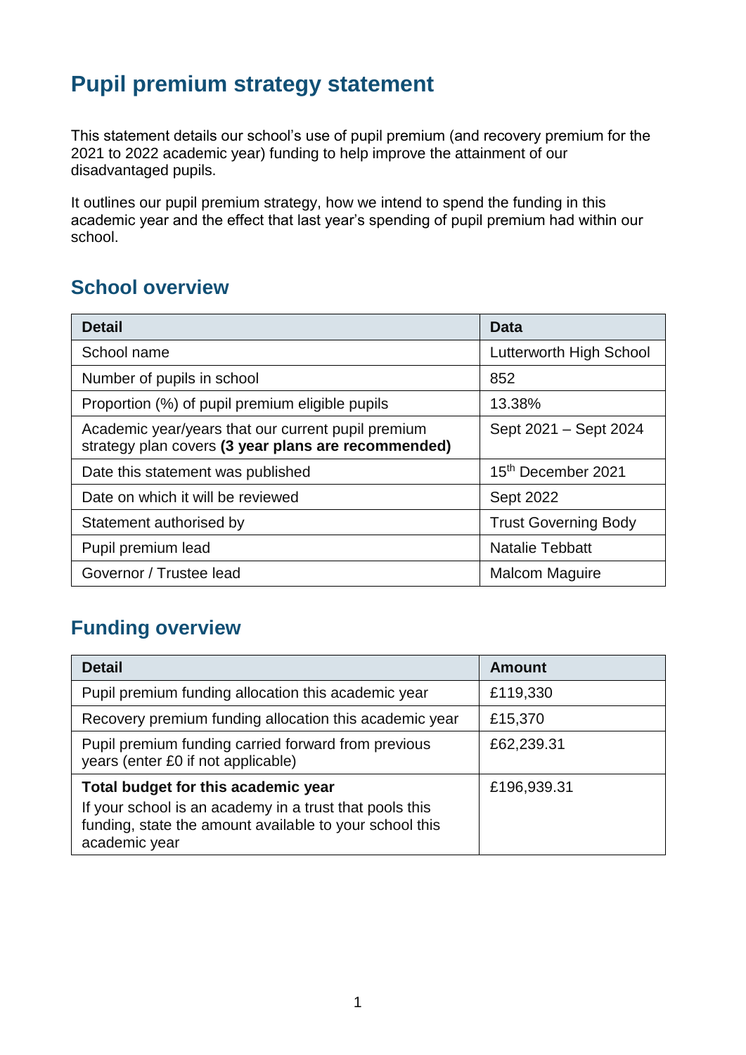# Pupil premium strategy statement

This statement details our school's use of pupil premium (and recovery premium for the 2021 to 2022 academic year) funding to help improve the attainment of our disadvantaged pupils.

It outlines our pupil premium strategy, how we intend to spend the funding in this academic year and the effect that last year's spending of pupil premium had within our school.

## School overview

| Detail | Data |
| --- | --- |
| School name | Lutterworth High School |
| Number of pupils in school | 852 |
| Proportion (%) of pupil premium eligible pupils | 13.38% |
| Academic year/years that our current pupil premium strategy plan covers **(3 year plans are recommended)** | Sept 2021 – Sept 2024 |
| Date this statement was published | 15th December 2021 |
| Date on which it will be reviewed | Sept 2022 |
| Statement authorised by | Trust Governing Body |
| Pupil premium lead | Natalie Tebbatt |
| Governor / Trustee lead | Malcom Maguire |

## Funding overview

| Detail | Amount |
| --- | --- |
| Pupil premium funding allocation this academic year | £119,330 |
| Recovery premium funding allocation this academic year | £15,370 |
| Pupil premium funding carried forward from previous years (enter £0 if not applicable) | £62,239.31 |
| **Total budget for this academic year** If your school is an academy in a trust that pools this funding, state the amount available to your school this academic year | £196,939.31 |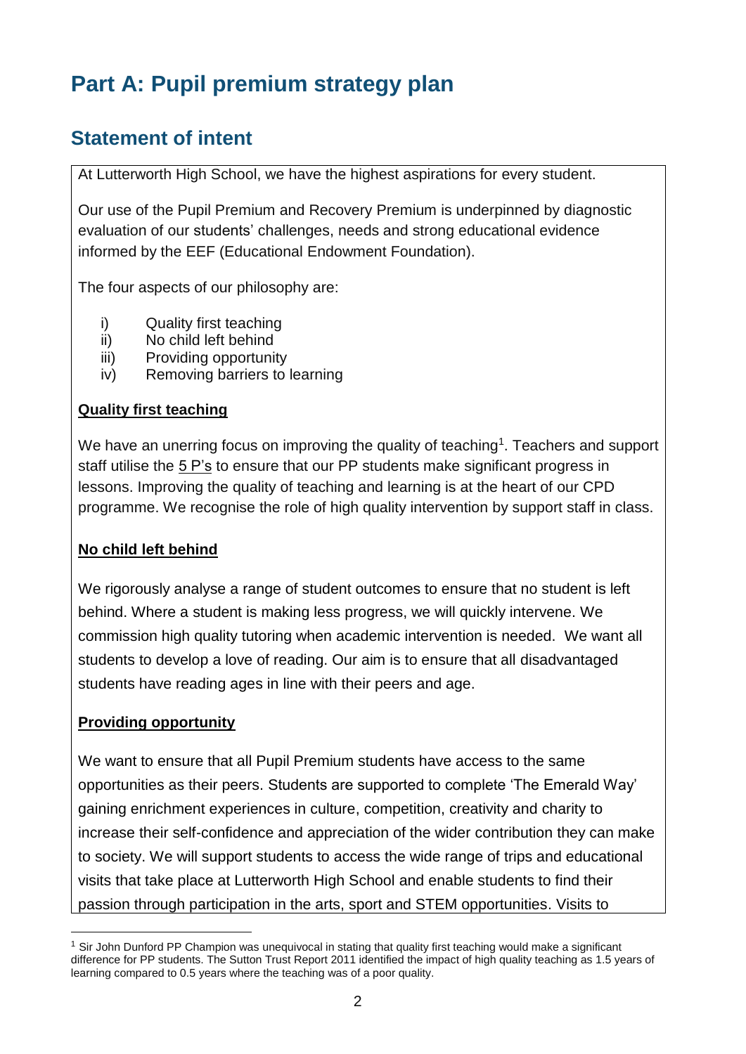# Part A: Pupil premium strategy plan

## Statement of intent

At Lutterworth High School, we have the highest aspirations for every student.

Our use of the Pupil Premium and Recovery Premium is underpinned by diagnostic evaluation of our students' challenges, needs and strong educational evidence informed by the EEF (Educational Endowment Foundation).

The four aspects of our philosophy are:

i) Quality first teaching
ii) No child left behind
iii) Providing opportunity
iv) Removing barriers to learning

**Quality first teaching**

We have an unerring focus on improving the quality of teaching[1]. Teachers and support staff utilise the 5 P's to ensure that our PP students make significant progress in lessons. Improving the quality of teaching and learning is at the heart of our CPD programme. We recognise the role of high quality intervention by support staff in class.

**No child left behind**

We rigorously analyse a range of student outcomes to ensure that no student is left behind. Where a student is making less progress, we will quickly intervene. We commission high quality tutoring when academic intervention is needed. We want all students to develop a love of reading. Our aim is to ensure that all disadvantaged students have reading ages in line with their peers and age.

**Providing opportunity**

We want to ensure that all Pupil Premium students have access to the same opportunities as their peers. Students are supported to complete 'The Emerald Way' gaining enrichment experiences in culture, competition, creativity and charity to increase their self-confidence and appreciation of the wider contribution they can make to society. We will support students to access the wide range of trips and educational visits that take place at Lutterworth High School and enable students to find their passion through participation in the arts, sport and STEM opportunities. Visits to

[1] Sir John Dunford PP Champion was unequivocal in stating that quality first teaching would make a significant difference for PP students. The Sutton Trust Report 2011 identified the impact of high quality teaching as 1.5 years of learning compared to 0.5 years where the teaching was of a poor quality.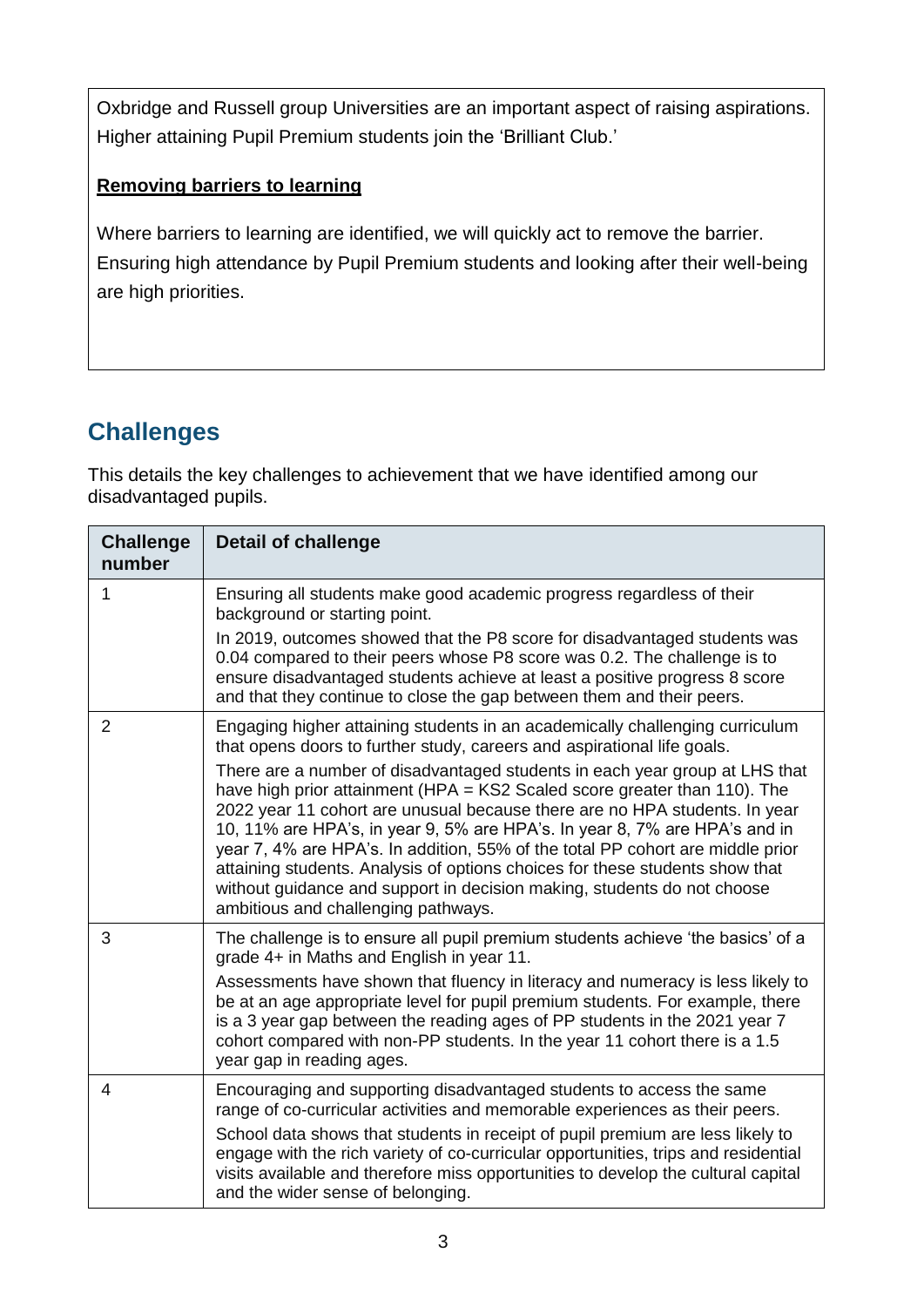Oxbridge and Russell group Universities are an important aspect of raising aspirations. Higher attaining Pupil Premium students join the 'Brilliant Club.'

**Removing barriers to learning**

Where barriers to learning are identified, we will quickly act to remove the barrier. Ensuring high attendance by Pupil Premium students and looking after their well-being are high priorities.

## Challenges

This details the key challenges to achievement that we have identified among our disadvantaged pupils.

| Challenge number | Detail of challenge |
|---|---|
| 1 | Ensuring all students make good academic progress regardless of their background or starting point.<br>In 2019, outcomes showed that the P8 score for disadvantaged students was 0.04 compared to their peers whose P8 score was 0.2. The challenge is to ensure disadvantaged students achieve at least a positive progress 8 score and that they continue to close the gap between them and their peers. |
| 2 | Engaging higher attaining students in an academically challenging curriculum that opens doors to further study, careers and aspirational life goals.<br>There are a number of disadvantaged students in each year group at LHS that have high prior attainment (HPA = KS2 Scaled score greater than 110). The 2022 year 11 cohort are unusual because there are no HPA students. In year 10, 11% are HPA's, in year 9, 5% are HPA's. In year 8, 7% are HPA's and in year 7, 4% are HPA's. In addition, 55% of the total PP cohort are middle prior attaining students. Analysis of options choices for these students show that without guidance and support in decision making, students do not choose ambitious and challenging pathways. |
| 3 | The challenge is to ensure all pupil premium students achieve 'the basics' of a grade 4+ in Maths and English in year 11.<br>Assessments have shown that fluency in literacy and numeracy is less likely to be at an age appropriate level for pupil premium students. For example, there is a 3 year gap between the reading ages of PP students in the 2021 year 7 cohort compared with non-PP students. In the year 11 cohort there is a 1.5 year gap in reading ages. |
| 4 | Encouraging and supporting disadvantaged students to access the same range of co-curricular activities and memorable experiences as their peers.<br>School data shows that students in receipt of pupil premium are less likely to engage with the rich variety of co-curricular opportunities, trips and residential visits available and therefore miss opportunities to develop the cultural capital and the wider sense of belonging. |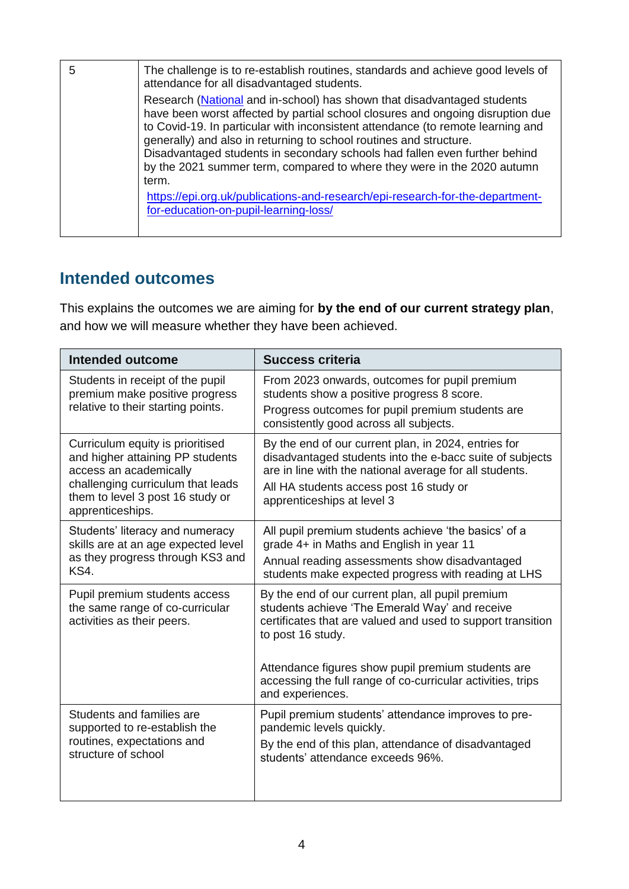| 5 | The challenge is to re-establish routines, standards and achieve good levels of attendance for all disadvantaged students.<br>Research ([National](https://epi.org.uk/publications-and-research/epi-research-for-the-department-for-education-on-pupil-learning-loss/) and in-school) has shown that disadvantaged students have been worst affected by partial school closures and ongoing disruption due to Covid-19. In particular with inconsistent attendance (to remote learning and generally) and also in returning to school routines and structure. Disadvantaged students in secondary schools had fallen even further behind by the 2021 summer term, compared to where they were in the 2020 autumn term.<br>https://epi.org.uk/publications-and-research/epi-research-for-the-department-for-education-on-pupil-learning-loss/ |
|---|---|

## Intended outcomes

This explains the outcomes we are aiming for **by the end of our current strategy plan**, and how we will measure whether they have been achieved.

| Intended outcome | Success criteria |
|---|---|
| Students in receipt of the pupil premium make positive progress relative to their starting points. | From 2023 onwards, outcomes for pupil premium students show a positive progress 8 score.<br>Progress outcomes for pupil premium students are consistently good across all subjects. |
| Curriculum equity is prioritised and higher attaining PP students access an academically challenging curriculum that leads them to level 3 post 16 study or apprenticeships. | By the end of our current plan, in 2024, entries for disadvantaged students into the e-bacc suite of subjects are in line with the national average for all students.<br>All HA students access post 16 study or apprenticeships at level 3 |
| Students' literacy and numeracy skills are at an age expected level as they progress through KS3 and KS4. | All pupil premium students achieve 'the basics' of a grade 4+ in Maths and English in year 11<br>Annual reading assessments show disadvantaged students make expected progress with reading at LHS |
| Pupil premium students access the same range of co-curricular activities as their peers. | By the end of our current plan, all pupil premium students achieve 'The Emerald Way' and receive certificates that are valued and used to support transition to post 16 study.<br><br>Attendance figures show pupil premium students are accessing the full range of co-curricular activities, trips and experiences. |
| Students and families are supported to re-establish the routines, expectations and structure of school | Pupil premium students' attendance improves to pre-pandemic levels quickly.<br>By the end of this plan, attendance of disadvantaged students' attendance exceeds 96%. |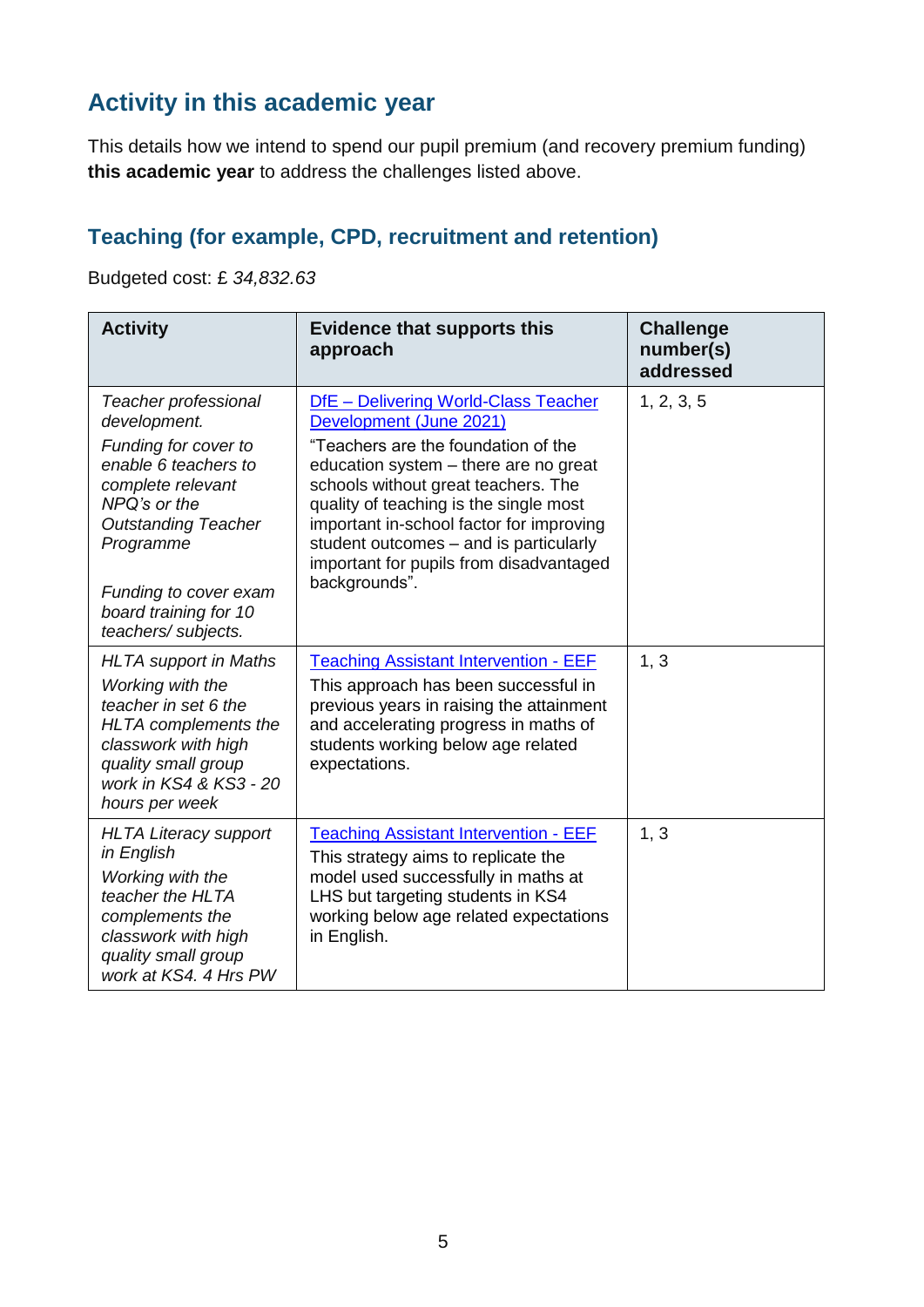## Activity in this academic year

This details how we intend to spend our pupil premium (and recovery premium funding) **this academic year** to address the challenges listed above.

### Teaching (for example, CPD, recruitment and retention)

Budgeted cost: £ *34,832.63*

| Activity | Evidence that supports this approach | Challenge number(s) addressed |
|---|---|---|
| *Teacher professional development.*<br>*Funding for cover to enable 6 teachers to complete relevant NPQ's or the Outstanding Teacher Programme*<br><br>*Funding to cover exam board training for 10 teachers/ subjects.* | [DfE – Delivering World-Class Teacher Development (June 2021)]<br>"Teachers are the foundation of the education system – there are no great schools without great teachers. The quality of teaching is the single most important in-school factor for improving student outcomes – and is particularly important for pupils from disadvantaged backgrounds". | 1, 2, 3, 5 |
| *HLTA support in Maths*<br>*Working with the teacher in set 6 the HLTA complements the classwork with high quality small group work in KS4 & KS3 - 20 hours per week* | [Teaching Assistant Intervention - EEF]<br>This approach has been successful in previous years in raising the attainment and accelerating progress in maths of students working below age related expectations. | 1, 3 |
| *HLTA Literacy support in English*<br>*Working with the teacher the HLTA complements the classwork with high quality small group work at KS4. 4 Hrs PW* | [Teaching Assistant Intervention - EEF]<br>This strategy aims to replicate the model used successfully in maths at LHS but targeting students in KS4 working below age related expectations in English. | 1, 3 |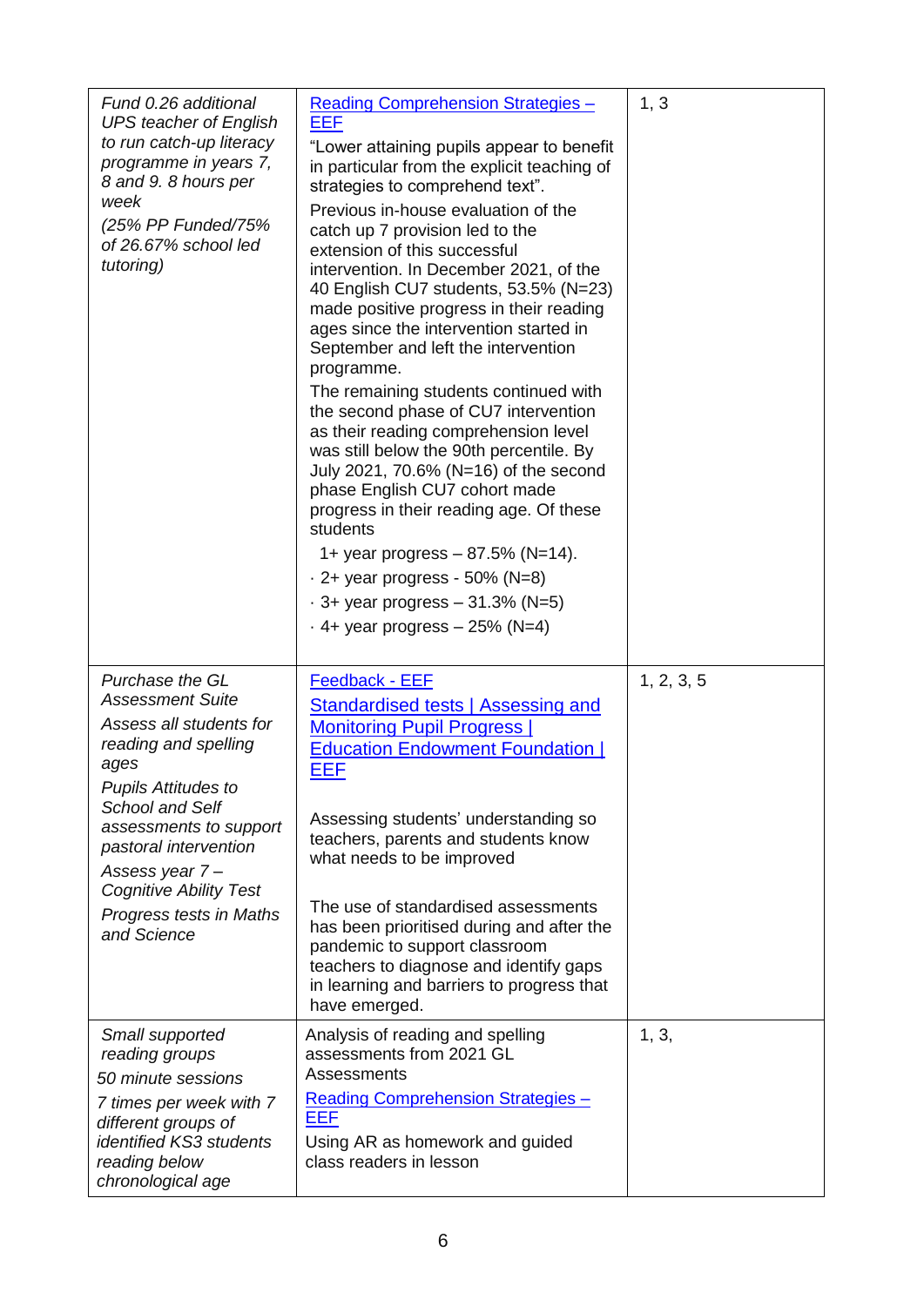| | | |
|---|---|---|
| *Fund 0.26 additional UPS teacher of English to run catch-up literacy programme in years 7, 8 and 9. 8 hours per week*<br><br>*(25% PP Funded/75% of 26.67% school led tutoring)* | [Reading Comprehension Strategies – EEF]<br><br>"Lower attaining pupils appear to benefit in particular from the explicit teaching of strategies to comprehend text".<br><br>Previous in-house evaluation of the catch up 7 provision led to the extension of this successful intervention. In December 2021, of the 40 English CU7 students, 53.5% (N=23) made positive progress in their reading ages since the intervention started in September and left the intervention programme.<br><br>The remaining students continued with the second phase of CU7 intervention as their reading comprehension level was still below the 90th percentile. By July 2021, 70.6% (N=16) of the second phase English CU7 cohort made progress in their reading age. Of these students<br><br>1+ year progress – 87.5% (N=14).<br>· 2+ year progress - 50% (N=8)<br>· 3+ year progress – 31.3% (N=5)<br>· 4+ year progress – 25% (N=4) | 1, 3 |
| *Purchase the GL Assessment Suite*<br><br>*Assess all students for reading and spelling ages*<br><br>*Pupils Attitudes to School and Self assessments to support pastoral intervention*<br><br>*Assess year 7 – Cognitive Ability Test*<br><br>*Progress tests in Maths and Science* | [Feedback - EEF]<br><br>[Standardised tests \| Assessing and Monitoring Pupil Progress \| Education Endowment Foundation \| EEF]<br><br>Assessing students' understanding so teachers, parents and students know what needs to be improved<br><br>The use of standardised assessments has been prioritised during and after the pandemic to support classroom teachers to diagnose and identify gaps in learning and barriers to progress that have emerged. | 1, 2, 3, 5 |
| *Small supported reading groups*<br><br>*50 minute sessions*<br><br>*7 times per week with 7 different groups of identified KS3 students reading below chronological age* | Analysis of reading and spelling assessments from 2021 GL Assessments<br><br>[Reading Comprehension Strategies – EEF]<br><br>Using AR as homework and guided class readers in lesson | 1, 3, |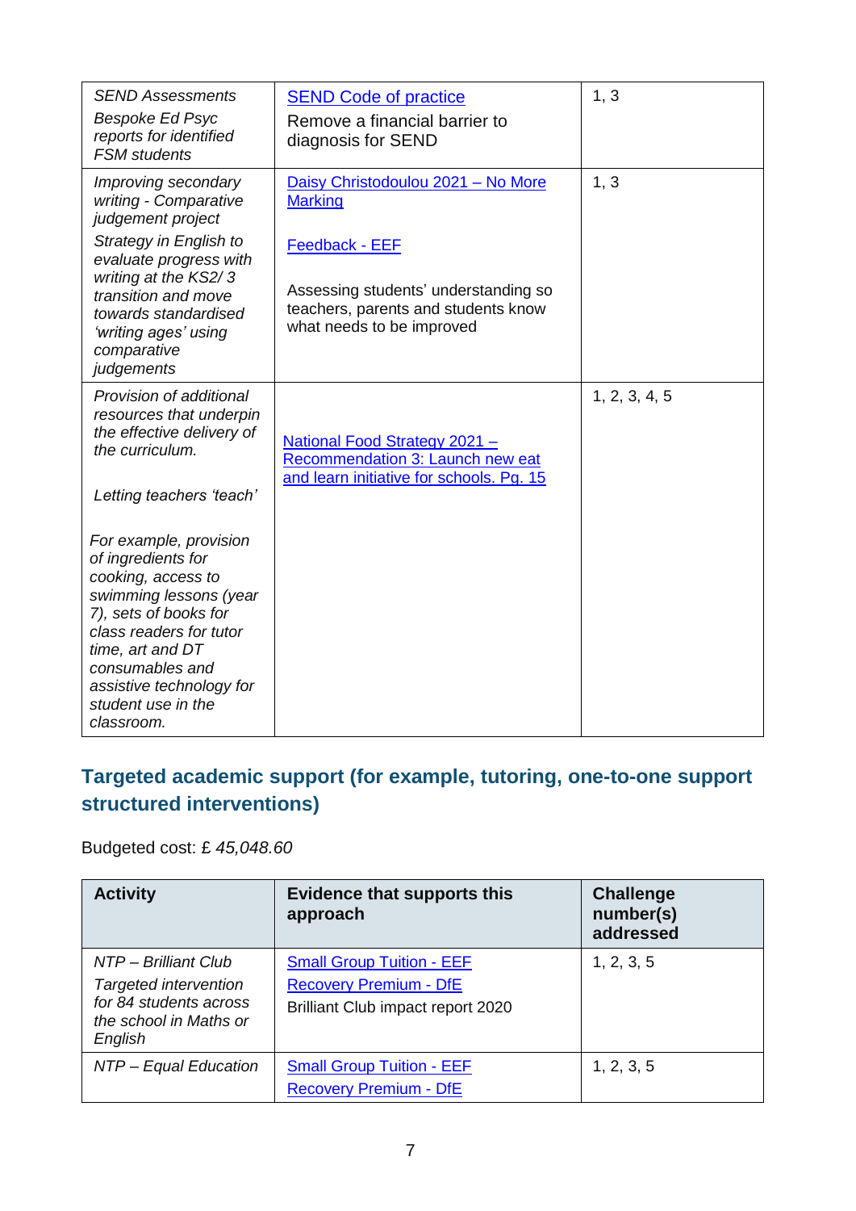| *SEND Assessments*<br>*Bespoke Ed Psyc reports for identified FSM students* | SEND Code of practice<br>Remove a financial barrier to diagnosis for SEND | 1, 3 |
|---|---|---|
| *Improving secondary writing - Comparative judgement project*<br>*Strategy in English to evaluate progress with writing at the KS2/ 3 transition and move towards standardised 'writing ages' using comparative judgements* | Daisy Christodoulou 2021 – No More Marking<br><br>Feedback - EEF<br><br>Assessing students' understanding so teachers, parents and students know what needs to be improved | 1, 3 |
| *Provision of additional resources that underpin the effective delivery of the curriculum.*<br><br>*Letting teachers 'teach'*<br><br>*For example, provision of ingredients for cooking, access to swimming lessons (year 7), sets of books for class readers for tutor time, art and DT consumables and assistive technology for student use in the classroom.* | National Food Strategy 2021 – Recommendation 3: Launch new eat and learn initiative for schools. Pg. 15 | 1, 2, 3, 4, 5 |

## Targeted academic support (for example, tutoring, one-to-one support structured interventions)

Budgeted cost: £ *45,048.60*

| Activity | Evidence that supports this approach | Challenge number(s) addressed |
|---|---|---|
| *NTP – Brilliant Club*<br>*Targeted intervention for 84 students across the school in Maths or English* | Small Group Tuition - EEF<br>Recovery Premium - DfE<br>Brilliant Club impact report 2020 | 1, 2, 3, 5 |
| *NTP – Equal Education* | Small Group Tuition - EEF<br>Recovery Premium - DfE | 1, 2, 3, 5 |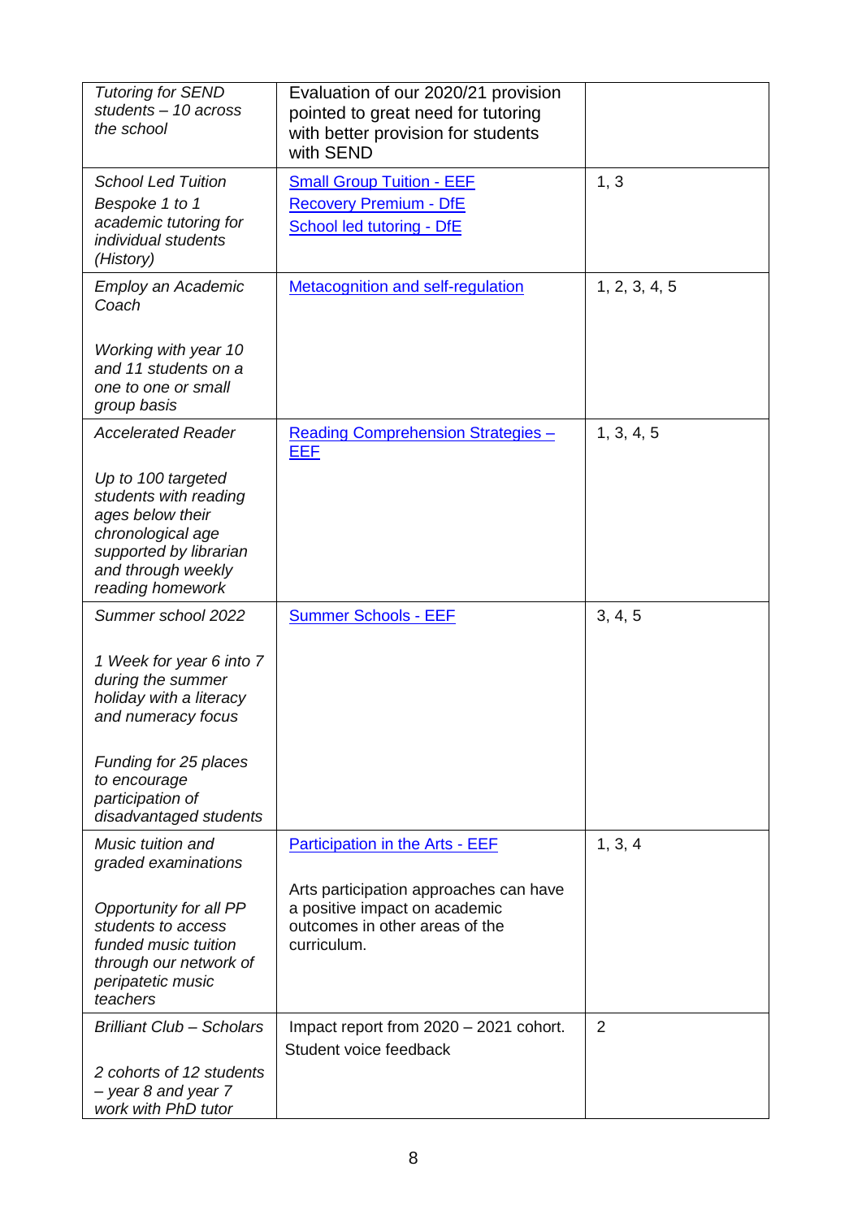| | | |
|---|---|---|
| *Tutoring for SEND students – 10 across the school* | Evaluation of our 2020/21 provision pointed to great need for tutoring with better provision for students with SEND | |
| *School Led Tuition*<br>*Bespoke 1 to 1 academic tutoring for individual students (History)* | Small Group Tuition - EEF<br>Recovery Premium - DfE<br>School led tutoring - DfE | 1, 3 |
| *Employ an Academic Coach*<br><br>*Working with year 10 and 11 students on a one to one or small group basis* | Metacognition and self-regulation | 1, 2, 3, 4, 5 |
| *Accelerated Reader*<br><br>*Up to 100 targeted students with reading ages below their chronological age supported by librarian and through weekly reading homework* | Reading Comprehension Strategies – EEF | 1, 3, 4, 5 |
| *Summer school 2022*<br><br>*1 Week for year 6 into 7 during the summer holiday with a literacy and numeracy focus*<br><br>*Funding for 25 places to encourage participation of disadvantaged students* | Summer Schools - EEF | 3, 4, 5 |
| *Music tuition and graded examinations*<br><br>*Opportunity for all PP students to access funded music tuition through our network of peripatetic music teachers* | Participation in the Arts - EEF<br><br>Arts participation approaches can have a positive impact on academic outcomes in other areas of the curriculum. | 1, 3, 4 |
| *Brilliant Club – Scholars*<br><br>*2 cohorts of 12 students – year 8 and year 7 work with PhD tutor* | Impact report from 2020 – 2021 cohort.<br>Student voice feedback | 2 |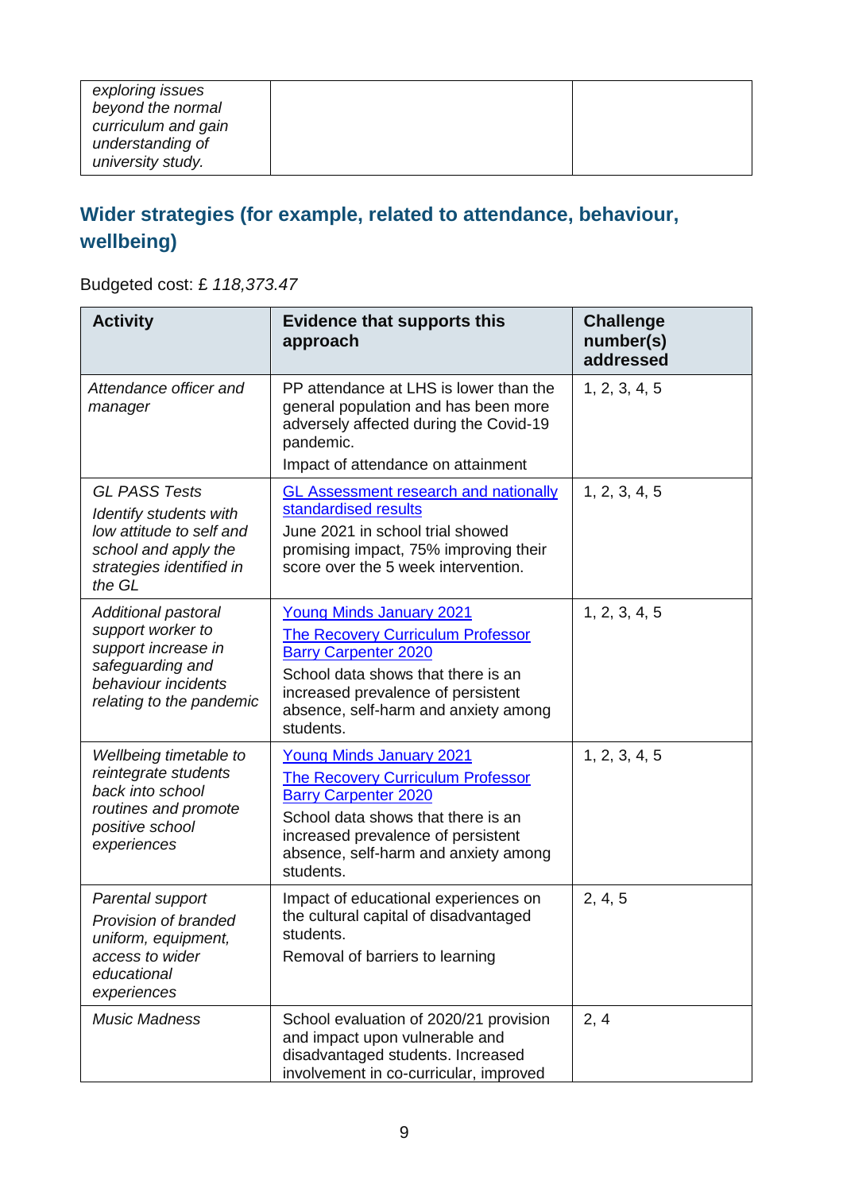| | | |
|---|---|---|
| *exploring issues beyond the normal curriculum and gain understanding of university study.* | | |

## Wider strategies (for example, related to attendance, behaviour, wellbeing)

Budgeted cost: £ *118,373.47*

| Activity | Evidence that supports this approach | Challenge number(s) addressed |
|---|---|---|
| *Attendance officer and manager* | PP attendance at LHS is lower than the general population and has been more adversely affected during the Covid-19 pandemic.<br>Impact of attendance on attainment | 1, 2, 3, 4, 5 |
| *GL PASS Tests*<br>*Identify students with low attitude to self and school and apply the strategies identified in the GL* | [GL Assessment research and nationally standardised results](GL Assessment research and nationally standardised results)<br>June 2021 in school trial showed promising impact, 75% improving their score over the 5 week intervention. | 1, 2, 3, 4, 5 |
| *Additional pastoral support worker to support increase in safeguarding and behaviour incidents relating to the pandemic* | Young Minds January 2021<br>The Recovery Curriculum Professor Barry Carpenter 2020<br>School data shows that there is an increased prevalence of persistent absence, self-harm and anxiety among students. | 1, 2, 3, 4, 5 |
| *Wellbeing timetable to reintegrate students back into school routines and promote positive school experiences* | Young Minds January 2021<br>The Recovery Curriculum Professor Barry Carpenter 2020<br>School data shows that there is an increased prevalence of persistent absence, self-harm and anxiety among students. | 1, 2, 3, 4, 5 |
| *Parental support*<br>*Provision of branded uniform, equipment, access to wider educational experiences* | Impact of educational experiences on the cultural capital of disadvantaged students.<br>Removal of barriers to learning | 2, 4, 5 |
| *Music Madness* | School evaluation of 2020/21 provision and impact upon vulnerable and disadvantaged students. Increased involvement in co-curricular, improved | 2, 4 |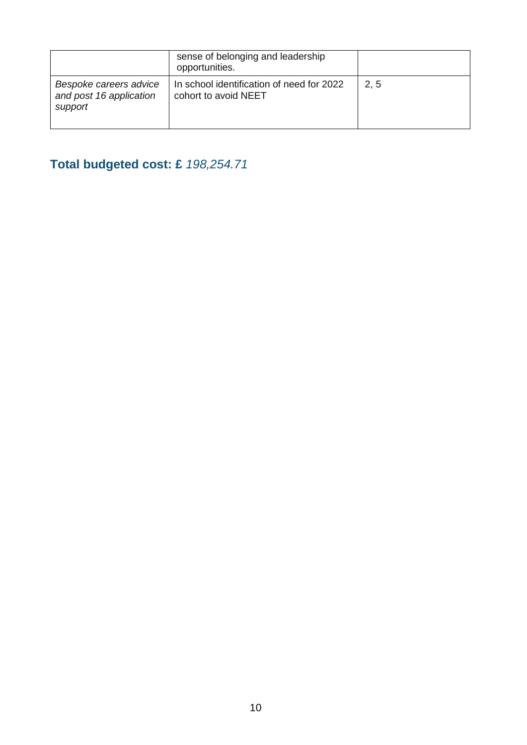| | | |
|---|---|---|
| | sense of belonging and leadership opportunities. | |
| *Bespoke careers advice and post 16 application support* | In school identification of need for 2022 cohort to avoid NEET | 2, 5 |

## Total budgeted cost: £ *198,254.71*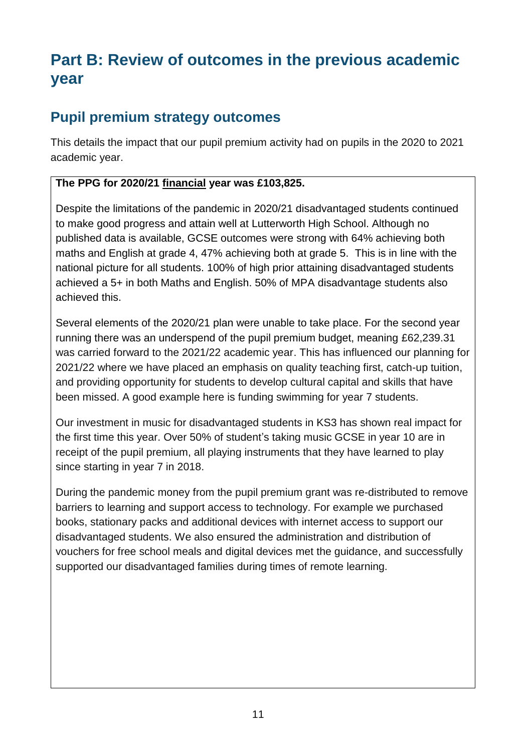# Part B: Review of outcomes in the previous academic year

## Pupil premium strategy outcomes

This details the impact that our pupil premium activity had on pupils in the 2020 to 2021 academic year.

**The PPG for 2020/21 financial year was £103,825.**

Despite the limitations of the pandemic in 2020/21 disadvantaged students continued to make good progress and attain well at Lutterworth High School. Although no published data is available, GCSE outcomes were strong with 64% achieving both maths and English at grade 4, 47% achieving both at grade 5. This is in line with the national picture for all students. 100% of high prior attaining disadvantaged students achieved a 5+ in both Maths and English. 50% of MPA disadvantage students also achieved this.

Several elements of the 2020/21 plan were unable to take place. For the second year running there was an underspend of the pupil premium budget, meaning £62,239.31 was carried forward to the 2021/22 academic year. This has influenced our planning for 2021/22 where we have placed an emphasis on quality teaching first, catch-up tuition, and providing opportunity for students to develop cultural capital and skills that have been missed. A good example here is funding swimming for year 7 students.

Our investment in music for disadvantaged students in KS3 has shown real impact for the first time this year. Over 50% of student's taking music GCSE in year 10 are in receipt of the pupil premium, all playing instruments that they have learned to play since starting in year 7 in 2018.

During the pandemic money from the pupil premium grant was re-distributed to remove barriers to learning and support access to technology. For example we purchased books, stationary packs and additional devices with internet access to support our disadvantaged students. We also ensured the administration and distribution of vouchers for free school meals and digital devices met the guidance, and successfully supported our disadvantaged families during times of remote learning.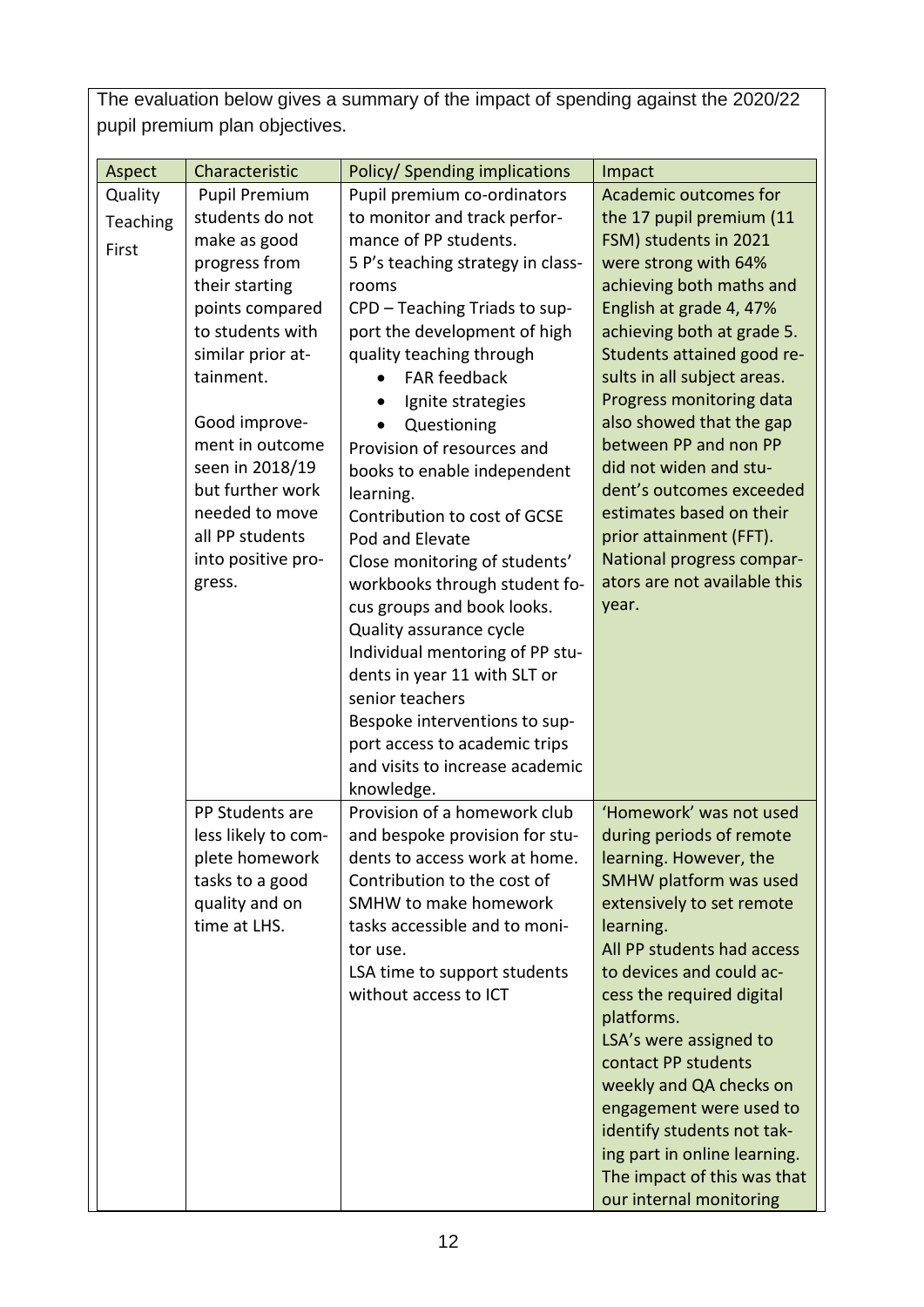The evaluation below gives a summary of the impact of spending against the 2020/22 pupil premium plan objectives.

| Aspect | Characteristic | Policy/ Spending implications | Impact |
|---|---|---|---|
| Quality Teaching First | Pupil Premium students do not make as good progress from their starting points compared to students with similar prior attainment.<br><br>Good improvement in outcome seen in 2018/19 but further work needed to move all PP students into positive progress. | Pupil premium co-ordinators to monitor and track performance of PP students.<br>5 P's teaching strategy in classrooms<br>CPD – Teaching Triads to support the development of high quality teaching through<br>• FAR feedback<br>• Ignite strategies<br>• Questioning<br>Provision of resources and books to enable independent learning.<br>Contribution to cost of GCSE Pod and Elevate<br>Close monitoring of students' workbooks through student focus groups and book looks.<br>Quality assurance cycle<br>Individual mentoring of PP students in year 11 with SLT or senior teachers<br>Bespoke interventions to support access to academic trips and visits to increase academic knowledge. | Academic outcomes for the 17 pupil premium (11 FSM) students in 2021 were strong with 64% achieving both maths and English at grade 4, 47% achieving both at grade 5. Students attained good results in all subject areas. Progress monitoring data also showed that the gap between PP and non PP did not widen and student's outcomes exceeded estimates based on their prior attainment (FFT). National progress comparators are not available this year. |
| | PP Students are less likely to complete homework tasks to a good quality and on time at LHS. | Provision of a homework club and bespoke provision for students to access work at home.<br>Contribution to the cost of SMHW to make homework tasks accessible and to monitor use.<br>LSA time to support students without access to ICT | 'Homework' was not used during periods of remote learning. However, the SMHW platform was used extensively to set remote learning.<br>All PP students had access to devices and could access the required digital platforms.<br>LSA's were assigned to contact PP students weekly and QA checks on engagement were used to identify students not taking part in online learning. The impact of this was that our internal monitoring |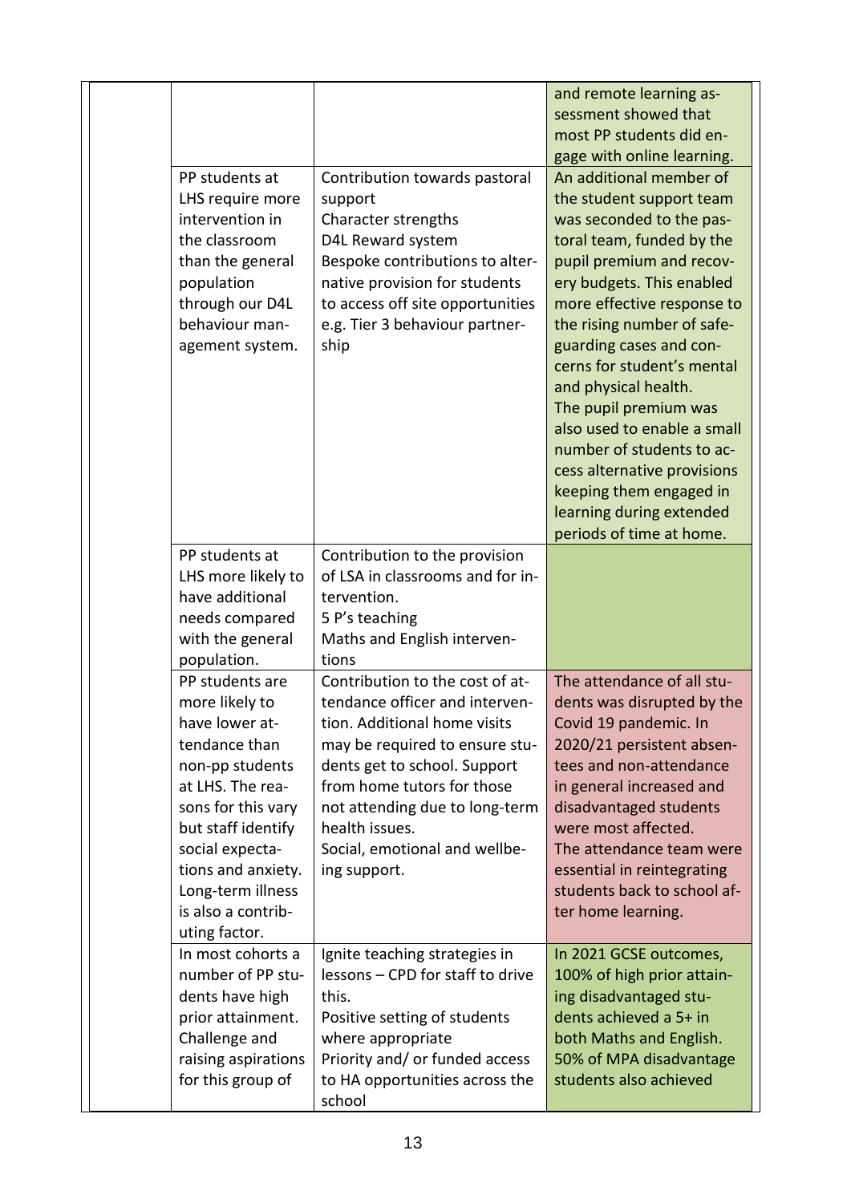| | | | |
|---|---|---|---|
| | | | and remote learning assessment showed that most PP students did engage with online learning. |
| | PP students at LHS require more intervention in the classroom than the general population through our D4L behaviour management system. | Contribution towards pastoral support<br>Character strengths<br>D4L Reward system<br>Bespoke contributions to alternative provision for students to access off site opportunities e.g. Tier 3 behaviour partnership | An additional member of the student support team was seconded to the pastoral team, funded by the pupil premium and recovery budgets. This enabled more effective response to the rising number of safeguarding cases and concerns for student's mental and physical health.<br>The pupil premium was also used to enable a small number of students to access alternative provisions keeping them engaged in learning during extended periods of time at home. |
| | PP students at LHS more likely to have additional needs compared with the general population. | Contribution to the provision of LSA in classrooms and for intervention.<br>5 P's teaching<br>Maths and English interventions | |
| | PP students are more likely to have lower attendance than non-pp students at LHS. The reasons for this vary but staff identify social expectations and anxiety. Long-term illness is also a contributing factor. | Contribution to the cost of attendance officer and intervention. Additional home visits may be required to ensure students get to school. Support from home tutors for those not attending due to long-term health issues.<br>Social, emotional and wellbeing support. | The attendance of all students was disrupted by the Covid 19 pandemic. In 2020/21 persistent absentees and non-attendance in general increased and disadvantaged students were most affected.<br>The attendance team were essential in reintegrating students back to school after home learning. |
| | In most cohorts a number of PP students have high prior attainment. Challenge and raising aspirations for this group of | Ignite teaching strategies in lessons – CPD for staff to drive this.<br>Positive setting of students where appropriate<br>Priority and/ or funded access to HA opportunities across the school | In 2021 GCSE outcomes, 100% of high prior attaining disadvantaged students achieved a 5+ in both Maths and English. 50% of MPA disadvantage students also achieved |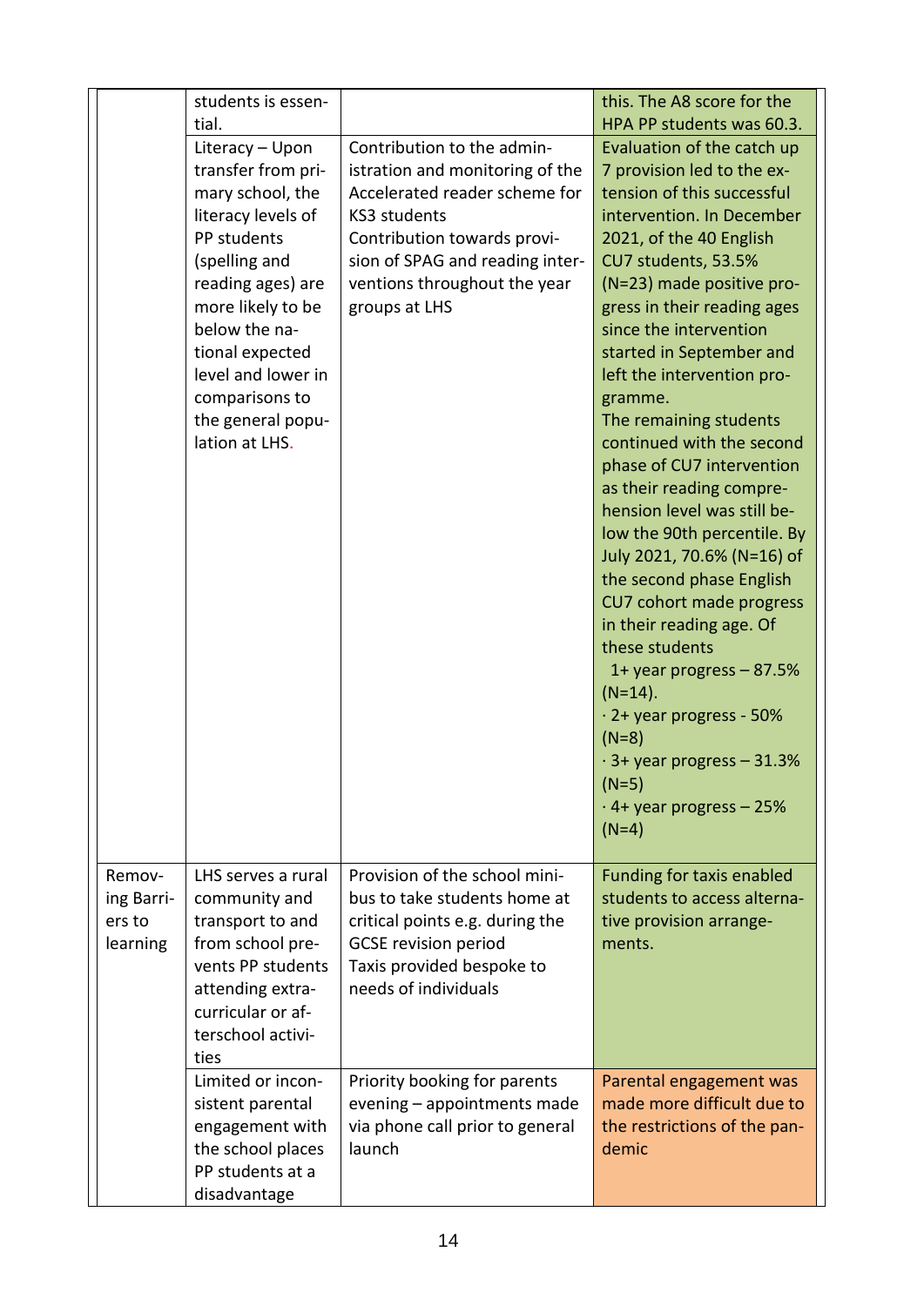| | | | |
|---|---|---|---|
| | students is essential. | | this. The A8 score for the HPA PP students was 60.3. |
| | Literacy – Upon transfer from primary school, the literacy levels of PP students (spelling and reading ages) are more likely to be below the national expected level and lower in comparisons to the general population at LHS. | Contribution to the administration and monitoring of the Accelerated reader scheme for KS3 students<br>Contribution towards provision of SPAG and reading interventions throughout the year groups at LHS | Evaluation of the catch up 7 provision led to the extension of this successful intervention. In December 2021, of the 40 English CU7 students, 53.5% (N=23) made positive progress in their reading ages since the intervention started in September and left the intervention programme.<br>The remaining students continued with the second phase of CU7 intervention as their reading comprehension level was still below the 90th percentile. By July 2021, 70.6% (N=16) of the second phase English CU7 cohort made progress in their reading age. Of these students<br>1+ year progress – 87.5% (N=14).<br>· 2+ year progress - 50% (N=8)<br>· 3+ year progress – 31.3% (N=5)<br>· 4+ year progress – 25% (N=4) |
| Removing Barriers to learning | LHS serves a rural community and transport to and from school prevents PP students attending extracurricular or afterschool activities | Provision of the school minibus to take students home at critical points e.g. during the GCSE revision period<br>Taxis provided bespoke to needs of individuals | Funding for taxis enabled students to access alternative provision arrangements. |
| | Limited or inconsistent parental engagement with the school places PP students at a disadvantage | Priority booking for parents evening – appointments made via phone call prior to general launch | Parental engagement was made more difficult due to the restrictions of the pandemic |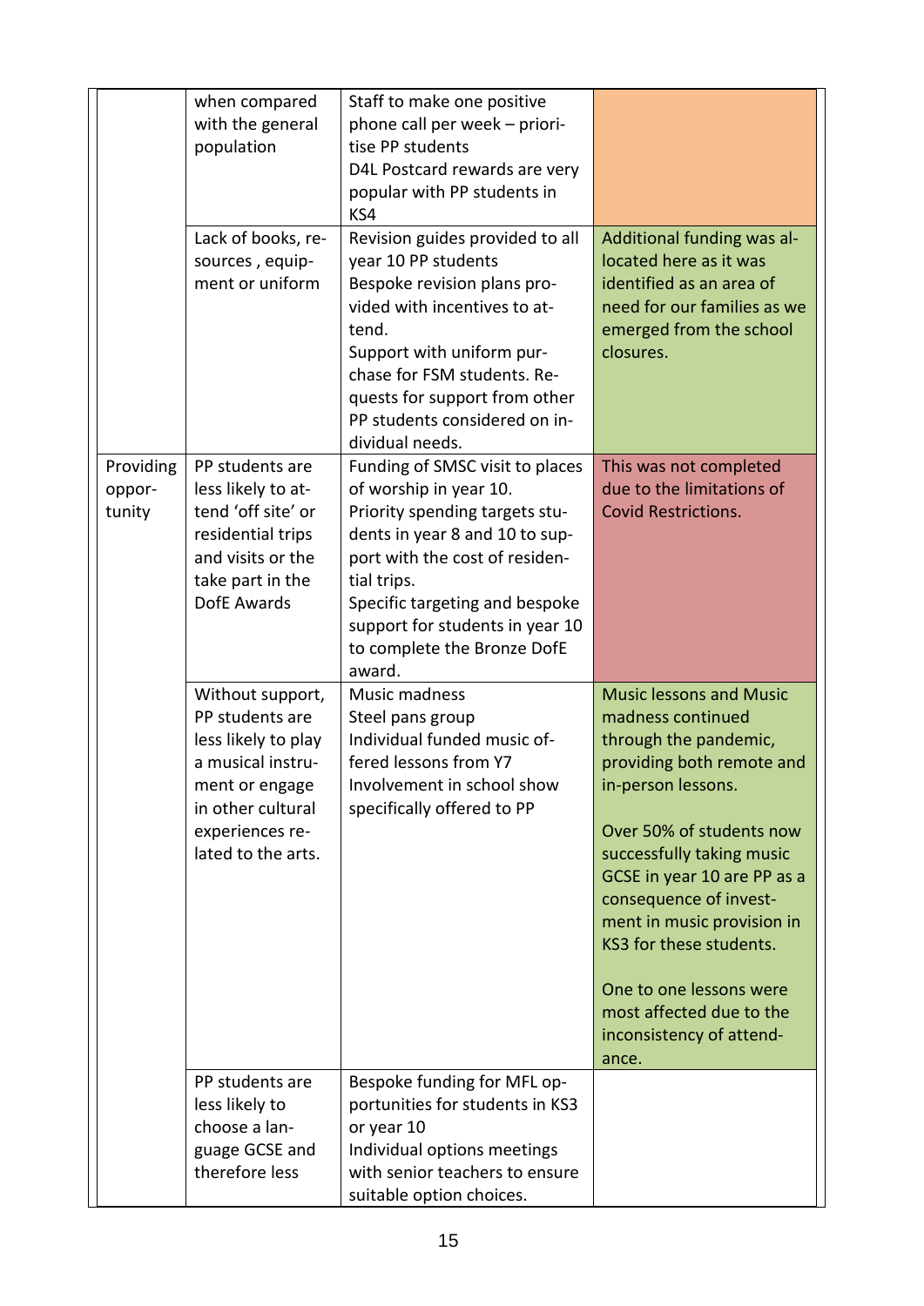| | | | |
|---|---|---|---|
| | when compared with the general population | Staff to make one positive phone call per week – prioritise PP students<br>D4L Postcard rewards are very popular with PP students in KS4 | |
| | Lack of books, resources , equipment or uniform | Revision guides provided to all year 10 PP students<br>Bespoke revision plans provided with incentives to attend.<br>Support with uniform purchase for FSM students. Requests for support from other PP students considered on individual needs. | Additional funding was allocated here as it was identified as an area of need for our families as we emerged from the school closures. |
| Providing opportunity | PP students are less likely to attend 'off site' or residential trips and visits or the take part in the DofE Awards | Funding of SMSC visit to places of worship in year 10.<br>Priority spending targets students in year 8 and 10 to support with the cost of residential trips.<br>Specific targeting and bespoke support for students in year 10 to complete the Bronze DofE award. | This was not completed due to the limitations of Covid Restrictions. |
| | Without support, PP students are less likely to play a musical instrument or engage in other cultural experiences related to the arts. | Music madness<br>Steel pans group<br>Individual funded music offered lessons from Y7<br>Involvement in school show specifically offered to PP | Music lessons and Music madness continued through the pandemic, providing both remote and in-person lessons.<br><br>Over 50% of students now successfully taking music GCSE in year 10 are PP as a consequence of investment in music provision in KS3 for these students.<br><br>One to one lessons were most affected due to the inconsistency of attendance. |
| | PP students are less likely to choose a language GCSE and therefore less | Bespoke funding for MFL opportunities for students in KS3 or year 10<br>Individual options meetings with senior teachers to ensure suitable option choices. | |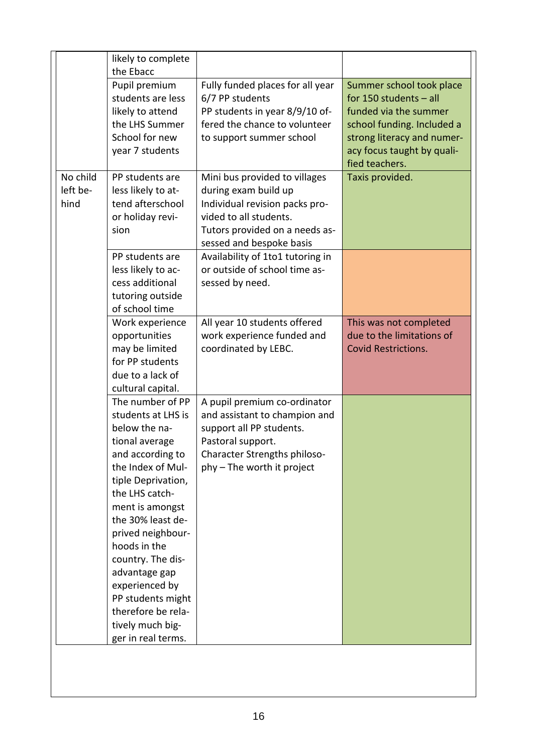| | | | |
|---|---|---|---|
| | likely to complete the Ebacc | | |
| | Pupil premium students are less likely to attend the LHS Summer School for new year 7 students | Fully funded places for all year 6/7 PP students<br>PP students in year 8/9/10 offered the chance to volunteer to support summer school | Summer school took place for 150 students – all funded via the summer school funding. Included a strong literacy and numeracy focus taught by qualified teachers. |
| No child left behind | PP students are less likely to attend afterschool or holiday revision | Mini bus provided to villages during exam build up<br>Individual revision packs provided to all students.<br>Tutors provided on a needs assessed and bespoke basis | Taxis provided. |
| | PP students are less likely to access additional tutoring outside of school time | Availability of 1to1 tutoring in or outside of school time assessed by need. | |
| | Work experience opportunities may be limited for PP students due to a lack of cultural capital. | All year 10 students offered work experience funded and coordinated by LEBC. | This was not completed due to the limitations of Covid Restrictions. |
| | The number of PP students at LHS is below the national average and according to the Index of Multiple Deprivation, the LHS catchment is amongst the 30% least deprived neighbourhoods in the country. The disadvantage gap experienced by PP students might therefore be relatively much bigger in real terms. | A pupil premium co-ordinator and assistant to champion and support all PP students.<br>Pastoral support.<br>Character Strengths philosophy – The worth it project | |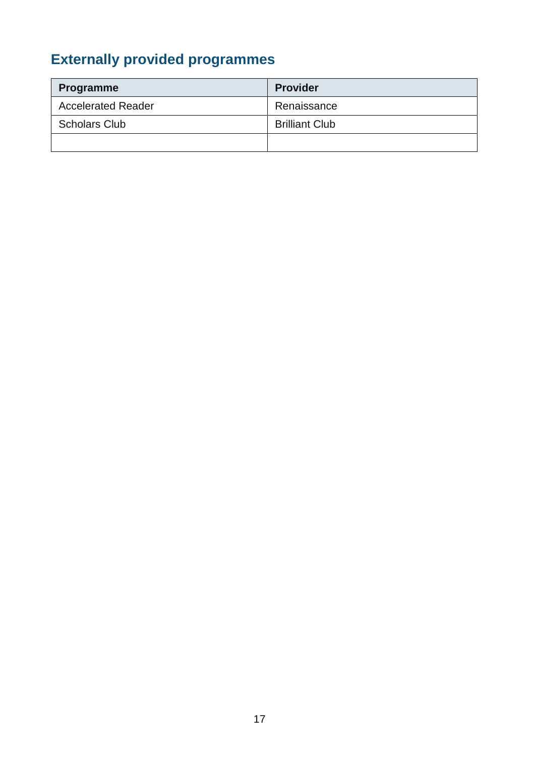## Externally provided programmes

| Programme | Provider |
|---|---|
| Accelerated Reader | Renaissance |
| Scholars Club | Brilliant Club |
| | |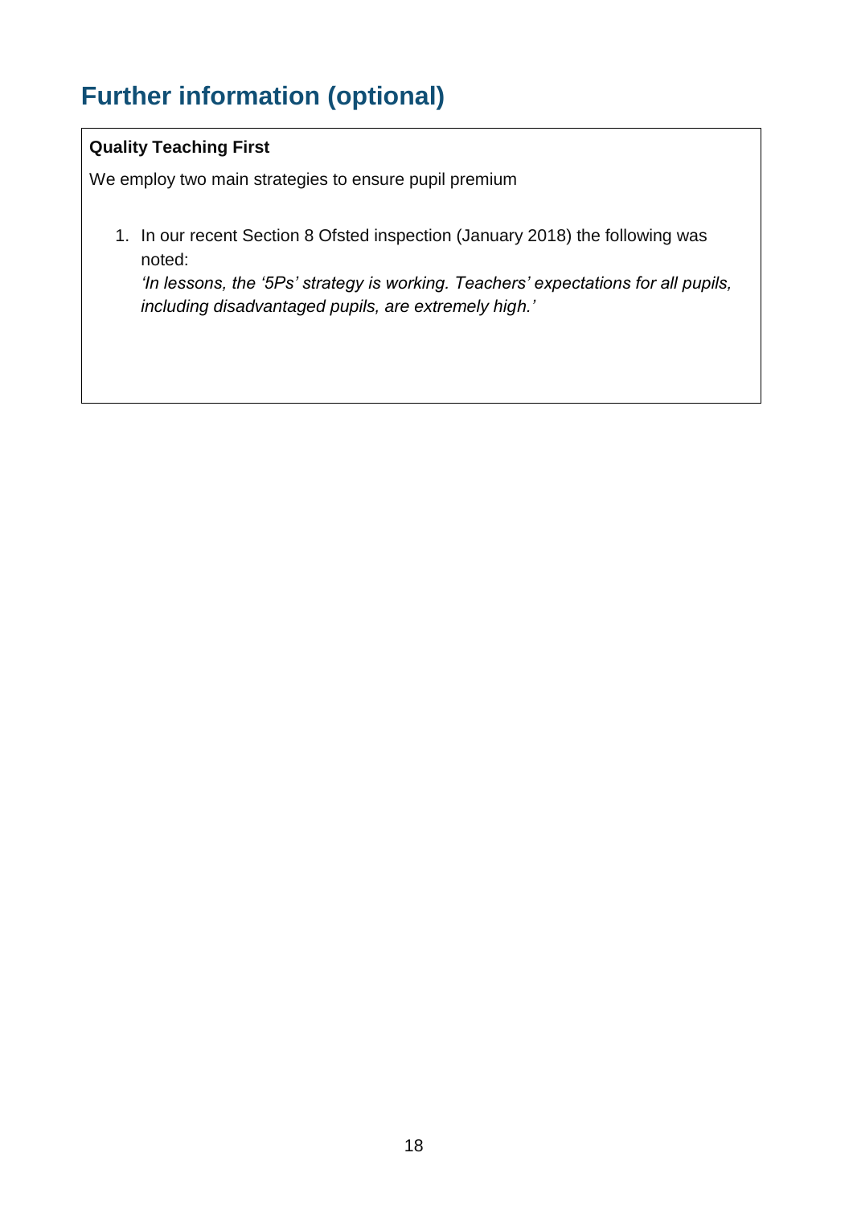# Further information (optional)

**Quality Teaching First**

We employ two main strategies to ensure pupil premium

1. In our recent Section 8 Ofsted inspection (January 2018) the following was noted:
   *'In lessons, the '5Ps' strategy is working. Teachers' expectations for all pupils, including disadvantaged pupils, are extremely high.'*